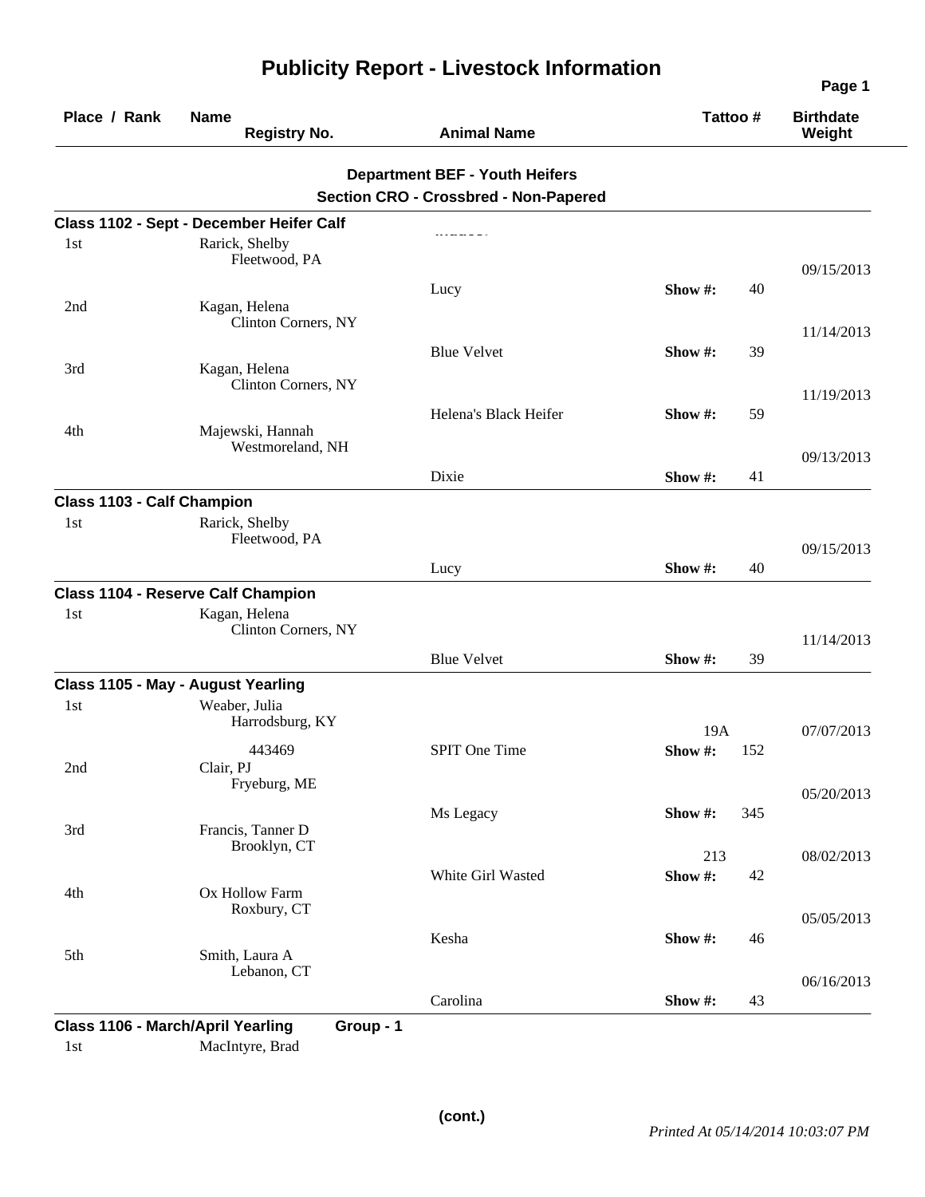# Publicity Report - Livestock Information

| Place / Rank | Name / Registry No. | Animal Name | Tattoo # | | Birthdate / Weight |
|---|---|---|---|---|---|

**Department BEF - Youth Heifers**

**Section CRO - Crossbred - Non-Papered**

### Class 1102 - Sept - December Heifer Calf

| Place / Rank | Name / Registry No. | Animal Name | Tattoo # | | Birthdate / Weight |
|---|---|---|---|---|---|
| 1st | Rarick, Shelby<br>Fleetwood, PA | Lucy | Show #: | 40 | 09/15/2013 |
| 2nd | Kagan, Helena<br>Clinton Corners, NY | Blue Velvet | Show #: | 39 | 11/14/2013 |
| 3rd | Kagan, Helena<br>Clinton Corners, NY | Helena's Black Heifer | Show #: | 59 | 11/19/2013 |
| 4th | Majewski, Hannah<br>Westmoreland, NH | Dixie | Show #: | 41 | 09/13/2013 |

### Class 1103 - Calf Champion

| Place / Rank | Name / Registry No. | Animal Name | Tattoo # | | Birthdate / Weight |
|---|---|---|---|---|---|
| 1st | Rarick, Shelby<br>Fleetwood, PA | Lucy | Show #: | 40 | 09/15/2013 |

### Class 1104 - Reserve Calf Champion

| Place / Rank | Name / Registry No. | Animal Name | Tattoo # | | Birthdate / Weight |
|---|---|---|---|---|---|
| 1st | Kagan, Helena<br>Clinton Corners, NY | Blue Velvet | Show #: | 39 | 11/14/2013 |

### Class 1105 - May - August Yearling

| Place / Rank | Name / Registry No. | Animal Name | Tattoo # | | Birthdate / Weight |
|---|---|---|---|---|---|
| 1st | Weaber, Julia<br>Harrodsburg, KY<br>443469 | SPIT One Time | 19A<br>Show #: | 152 | 07/07/2013 |
| 2nd | Clair, PJ<br>Fryeburg, ME | Ms Legacy | Show #: | 345 | 05/20/2013 |
| 3rd | Francis, Tanner D<br>Brooklyn, CT | White Girl Wasted | 213<br>Show #: | 42 | 08/02/2013 |
| 4th | Ox Hollow Farm<br>Roxbury, CT | Kesha | Show #: | 46 | 05/05/2013 |
| 5th | Smith, Laura A<br>Lebanon, CT | Carolina | Show #: | 43 | 06/16/2013 |

### Class 1106 - March/April Yearling Group - 1

| Place / Rank | Name / Registry No. | Animal Name | Tattoo # | | Birthdate / Weight |
|---|---|---|---|---|---|
| 1st | MacIntyre, Brad | | | | |

**(cont.)**

*Printed At 05/14/2014 10:03:07 PM*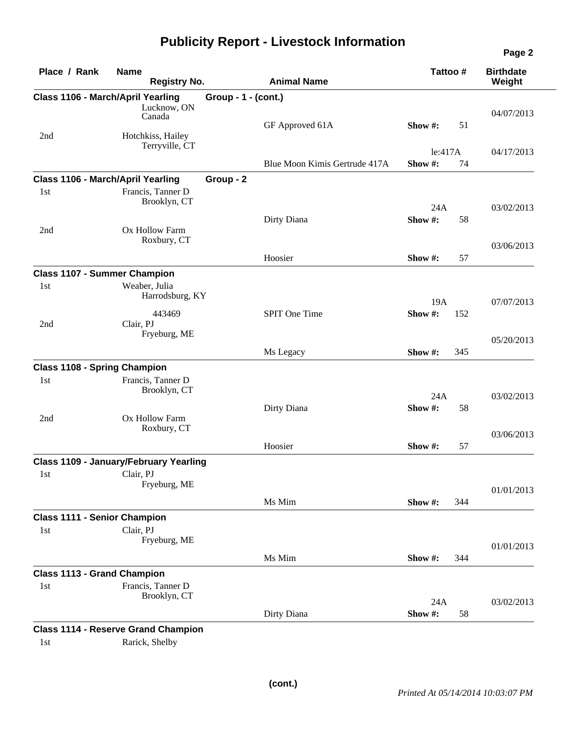# Publicity Report - Livestock Information

| Place / Rank | Name / Registry No. | Animal Name | Tattoo # | Show # | Birthdate / Weight |
|---|---|---|---|---|---|
| **Class 1106 - March/April Yearling** | **Group - 1 - (cont.)** | | | | |
| | Lucknow, ON Canada | GF Approved 61A | | 51 | 04/07/2013 |
| 2nd | Hotchkiss, Hailey Terryville, CT | Blue Moon Kimis Gertrude 417A | le:417A | 74 | 04/17/2013 |
| **Class 1106 - March/April Yearling** | **Group - 2** | | | | |
| 1st | Francis, Tanner D Brooklyn, CT | Dirty Diana | 24A | 58 | 03/02/2013 |
| 2nd | Ox Hollow Farm Roxbury, CT | Hoosier | | 57 | 03/06/2013 |
| **Class 1107 - Summer Champion** | | | | | |
| 1st | Weaber, Julia Harrodsburg, KY 443469 | SPIT One Time | 19A | 152 | 07/07/2013 |
| 2nd | Clair, PJ Fryeburg, ME | Ms Legacy | | 345 | 05/20/2013 |
| **Class 1108 - Spring Champion** | | | | | |
| 1st | Francis, Tanner D Brooklyn, CT | Dirty Diana | 24A | 58 | 03/02/2013 |
| 2nd | Ox Hollow Farm Roxbury, CT | Hoosier | | 57 | 03/06/2013 |
| **Class 1109 - January/February Yearling** | | | | | |
| 1st | Clair, PJ Fryeburg, ME | Ms Mim | | 344 | 01/01/2013 |
| **Class 1111 - Senior Champion** | | | | | |
| 1st | Clair, PJ Fryeburg, ME | Ms Mim | | 344 | 01/01/2013 |
| **Class 1113 - Grand Champion** | | | | | |
| 1st | Francis, Tanner D Brooklyn, CT | Dirty Diana | 24A | 58 | 03/02/2013 |
| **Class 1114 - Reserve Grand Champion** | | | | | |
| 1st | Rarick, Shelby | | | | |

(cont.)

*Printed At 05/14/2014 10:03:07 PM*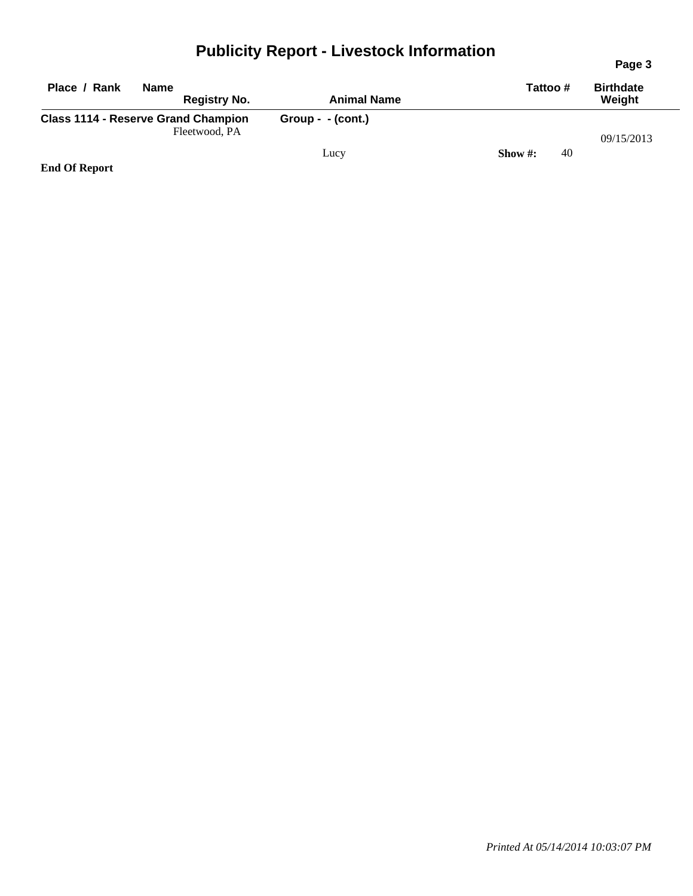# Publicity Report - Livestock Information

| Place / Rank | Name / Registry No. | Animal Name | Tattoo # | Birthdate / Weight |
|---|---|---|---|---|
| **Class 1114 - Reserve Grand Champion** | | **Group - - (cont.)** | | |
| | Fleetwood, PA | | | 09/15/2013 |
| | | Lucy | **Show #:** 40 | |

**End Of Report**

*Printed At 05/14/2014 10:03:07 PM*